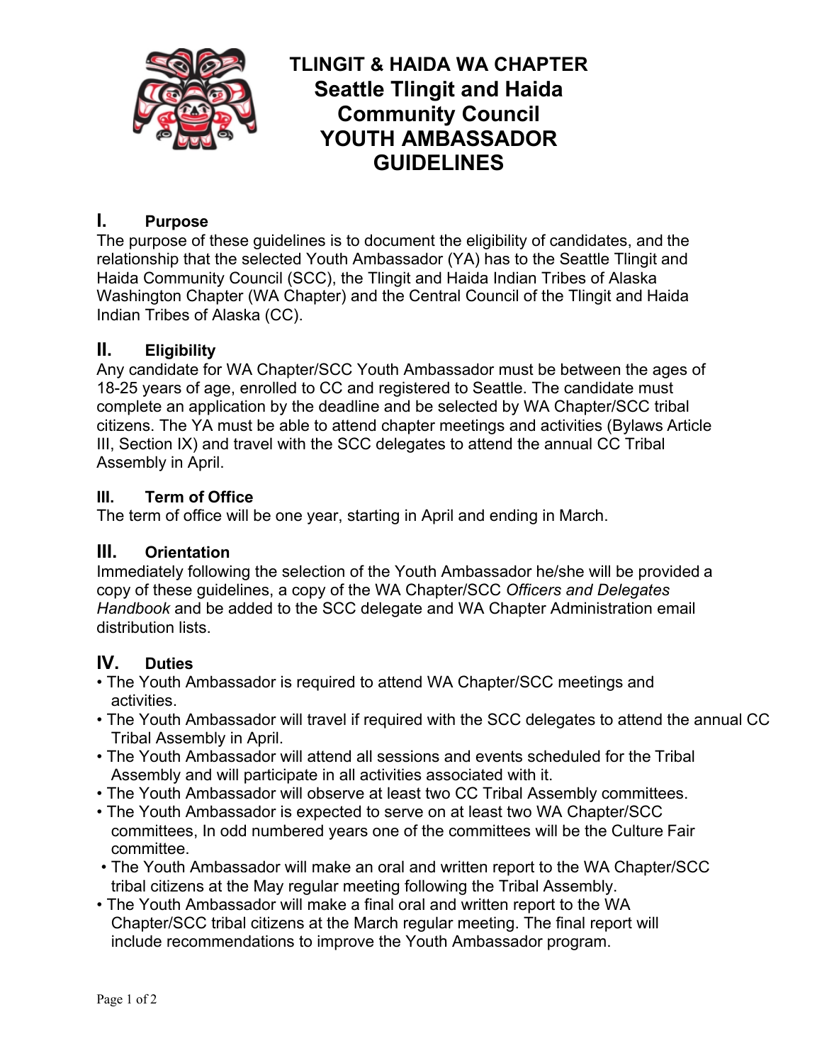# TLINGIT & HAIDA WA CHAPTER
# Seattle Tlingit and Haida Community Council
# YOUTH AMBASSADOR GUIDELINES

## I. Purpose

The purpose of these guidelines is to document the eligibility of candidates, and the relationship that the selected Youth Ambassador (YA) has to the Seattle Tlingit and Haida Community Council (SCC), the Tlingit and Haida Indian Tribes of Alaska Washington Chapter (WA Chapter) and the Central Council of the Tlingit and Haida Indian Tribes of Alaska (CC).

## II. Eligibility

Any candidate for WA Chapter/SCC Youth Ambassador must be between the ages of 18-25 years of age, enrolled to CC and registered to Seattle. The candidate must complete an application by the deadline and be selected by WA Chapter/SCC tribal citizens. The YA must be able to attend chapter meetings and activities (Bylaws Article III, Section IX) and travel with the SCC delegates to attend the annual CC Tribal Assembly in April.

## III. Term of Office

The term of office will be one year, starting in April and ending in March.

## III. Orientation

Immediately following the selection of the Youth Ambassador he/she will be provided a copy of these guidelines, a copy of the WA Chapter/SCC *Officers and Delegates Handbook* and be added to the SCC delegate and WA Chapter Administration email distribution lists.

## IV. Duties

- The Youth Ambassador is required to attend WA Chapter/SCC meetings and activities.
- The Youth Ambassador will travel if required with the SCC delegates to attend the annual CC Tribal Assembly in April.
- The Youth Ambassador will attend all sessions and events scheduled for the Tribal Assembly and will participate in all activities associated with it.
- The Youth Ambassador will observe at least two CC Tribal Assembly committees.
- The Youth Ambassador is expected to serve on at least two WA Chapter/SCC committees, In odd numbered years one of the committees will be the Culture Fair committee.
- The Youth Ambassador will make an oral and written report to the WA Chapter/SCC tribal citizens at the May regular meeting following the Tribal Assembly.
- The Youth Ambassador will make a final oral and written report to the WA Chapter/SCC tribal citizens at the March regular meeting. The final report will include recommendations to improve the Youth Ambassador program.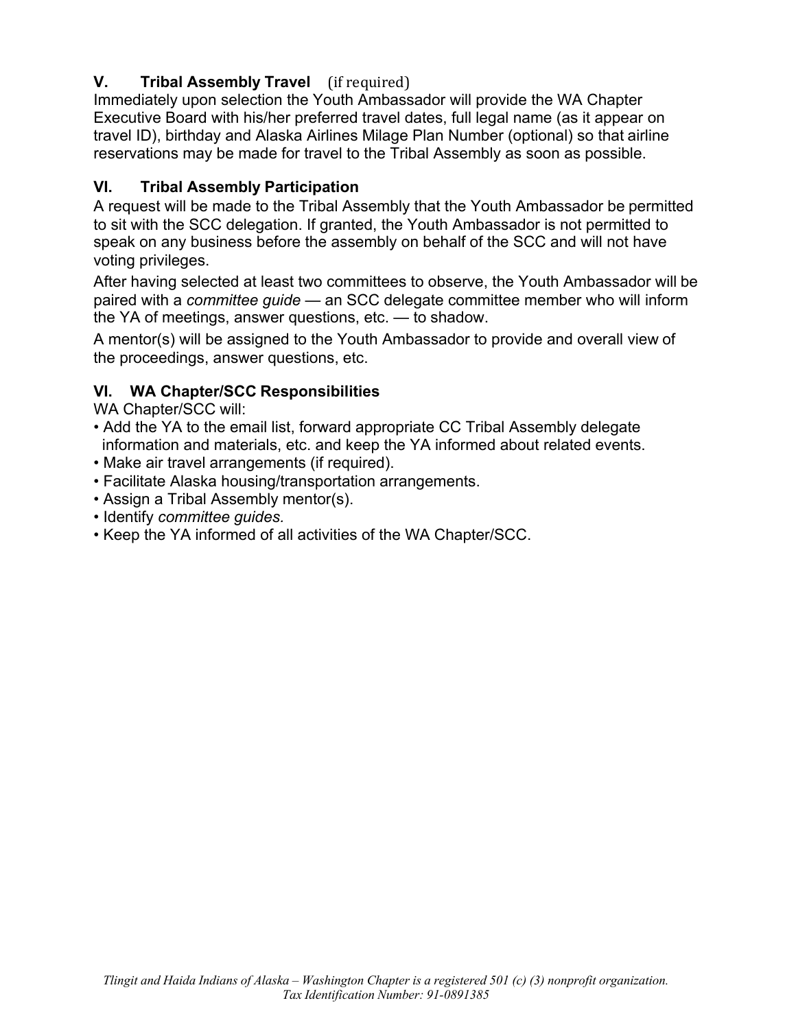### V. Tribal Assembly Travel (if required)

Immediately upon selection the Youth Ambassador will provide the WA Chapter Executive Board with his/her preferred travel dates, full legal name (as it appear on travel ID), birthday and Alaska Airlines Milage Plan Number (optional) so that airline reservations may be made for travel to the Tribal Assembly as soon as possible.

### VI. Tribal Assembly Participation

A request will be made to the Tribal Assembly that the Youth Ambassador be permitted to sit with the SCC delegation. If granted, the Youth Ambassador is not permitted to speak on any business before the assembly on behalf of the SCC and will not have voting privileges.

After having selected at least two committees to observe, the Youth Ambassador will be paired with a *committee guide* — an SCC delegate committee member who will inform the YA of meetings, answer questions, etc. — to shadow.

A mentor(s) will be assigned to the Youth Ambassador to provide and overall view of the proceedings, answer questions, etc.

### VI. WA Chapter/SCC Responsibilities

WA Chapter/SCC will:

- Add the YA to the email list, forward appropriate CC Tribal Assembly delegate information and materials, etc. and keep the YA informed about related events.
- Make air travel arrangements (if required).
- Facilitate Alaska housing/transportation arrangements.
- Assign a Tribal Assembly mentor(s).
- Identify *committee guides.*
- Keep the YA informed of all activities of the WA Chapter/SCC.

*Tlingit and Haida Indians of Alaska – Washington Chapter is a registered 501 (c) (3) nonprofit organization.*
*Tax Identification Number: 91-0891385*